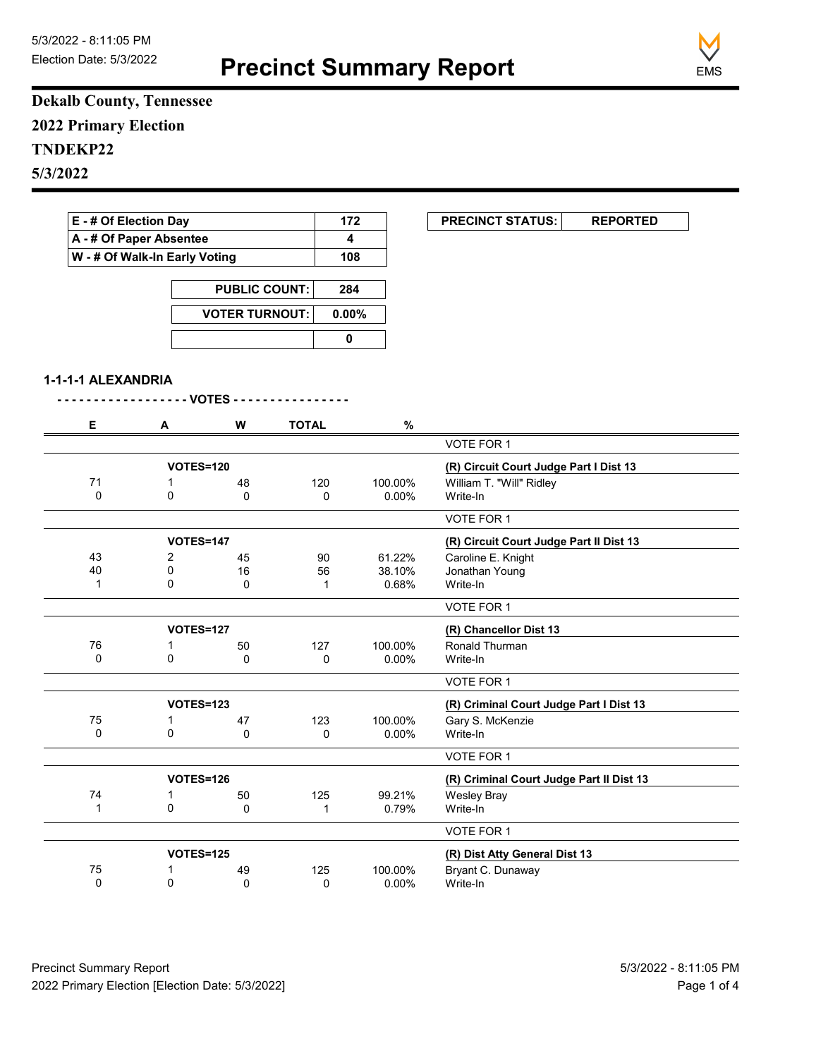5/3/2022 - 8:11:05 PM
Election Date: 5/3/2022

# Precinct Summary Report

EMS

**Dekalb County, Tennessee**

**2022 Primary Election**

**TNDEKP22**

**5/3/2022**

| | |
|---|---|
| E - # Of Election Day | 172 |
| A - # Of Paper Absentee | 4 |
| W - # Of Walk-In Early Voting | 108 |

| | |
|---|---|
| PUBLIC COUNT: | 284 |
| VOTER TURNOUT: | 0.00% |
| | 0 |

| | |
|---|---|
| PRECINCT STATUS: | REPORTED |

### 1-1-1-1 ALEXANDRIA

- - - - - - - - - - - - - - - - - - VOTES - - - - - - - - - - - - - - - -

| E | A | W | TOTAL | % | |
|---|---|---|---|---|---|
| | | | | | VOTE FOR 1 |
| | VOTES=120 | | | | **(R) Circuit Court Judge Part I Dist 13** |
| 71 | 1 | 48 | 120 | 100.00% | William T. "Will" Ridley |
| 0 | 0 | 0 | 0 | 0.00% | Write-In |
| | | | | | VOTE FOR 1 |
| | VOTES=147 | | | | **(R) Circuit Court Judge Part II Dist 13** |
| 43 | 2 | 45 | 90 | 61.22% | Caroline E. Knight |
| 40 | 0 | 16 | 56 | 38.10% | Jonathan Young |
| 1 | 0 | 0 | 1 | 0.68% | Write-In |
| | | | | | VOTE FOR 1 |
| | VOTES=127 | | | | **(R) Chancellor Dist 13** |
| 76 | 1 | 50 | 127 | 100.00% | Ronald Thurman |
| 0 | 0 | 0 | 0 | 0.00% | Write-In |
| | | | | | VOTE FOR 1 |
| | VOTES=123 | | | | **(R) Criminal Court Judge Part I Dist 13** |
| 75 | 1 | 47 | 123 | 100.00% | Gary S. McKenzie |
| 0 | 0 | 0 | 0 | 0.00% | Write-In |
| | | | | | VOTE FOR 1 |
| | VOTES=126 | | | | **(R) Criminal Court Judge Part II Dist 13** |
| 74 | 1 | 50 | 125 | 99.21% | Wesley Bray |
| 1 | 0 | 0 | 1 | 0.79% | Write-In |
| | | | | | VOTE FOR 1 |
| | VOTES=125 | | | | **(R) Dist Atty General Dist 13** |
| 75 | 1 | 49 | 125 | 100.00% | Bryant C. Dunaway |
| 0 | 0 | 0 | 0 | 0.00% | Write-In |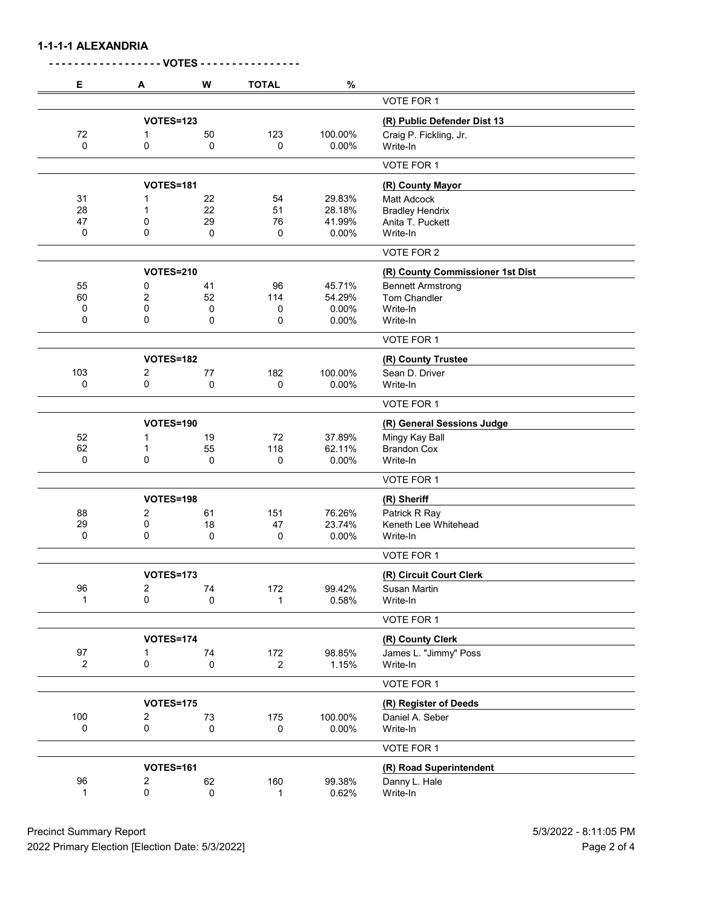## 1-1-1-1 ALEXANDRIA

- - - - - - - - - - - - - - - - - - VOTES - - - - - - - - - - - - - - - -

| E | A | W | TOTAL | % | |
|---|---|---|---|---|---|
| | | | | | VOTE FOR 1 |
| | **VOTES=123** | | | | **(R) Public Defender Dist 13** |
| 72 | 1 | 50 | 123 | 100.00% | Craig P. Fickling, Jr. |
| 0 | 0 | 0 | 0 | 0.00% | Write-In |
| | | | | | VOTE FOR 1 |
| | **VOTES=181** | | | | **(R) County Mayor** |
| 31 | 1 | 22 | 54 | 29.83% | Matt Adcock |
| 28 | 1 | 22 | 51 | 28.18% | Bradley Hendrix |
| 47 | 0 | 29 | 76 | 41.99% | Anita T. Puckett |
| 0 | 0 | 0 | 0 | 0.00% | Write-In |
| | | | | | VOTE FOR 2 |
| | **VOTES=210** | | | | **(R) County Commissioner 1st Dist** |
| 55 | 0 | 41 | 96 | 45.71% | Bennett Armstrong |
| 60 | 2 | 52 | 114 | 54.29% | Tom Chandler |
| 0 | 0 | 0 | 0 | 0.00% | Write-In |
| 0 | 0 | 0 | 0 | 0.00% | Write-In |
| | | | | | VOTE FOR 1 |
| | **VOTES=182** | | | | **(R) County Trustee** |
| 103 | 2 | 77 | 182 | 100.00% | Sean D. Driver |
| 0 | 0 | 0 | 0 | 0.00% | Write-In |
| | | | | | VOTE FOR 1 |
| | **VOTES=190** | | | | **(R) General Sessions Judge** |
| 52 | 1 | 19 | 72 | 37.89% | Mingy Kay Ball |
| 62 | 1 | 55 | 118 | 62.11% | Brandon Cox |
| 0 | 0 | 0 | 0 | 0.00% | Write-In |
| | | | | | VOTE FOR 1 |
| | **VOTES=198** | | | | **(R) Sheriff** |
| 88 | 2 | 61 | 151 | 76.26% | Patrick R Ray |
| 29 | 0 | 18 | 47 | 23.74% | Keneth Lee Whitehead |
| 0 | 0 | 0 | 0 | 0.00% | Write-In |
| | | | | | VOTE FOR 1 |
| | **VOTES=173** | | | | **(R) Circuit Court Clerk** |
| 96 | 2 | 74 | 172 | 99.42% | Susan Martin |
| 1 | 0 | 0 | 1 | 0.58% | Write-In |
| | | | | | VOTE FOR 1 |
| | **VOTES=174** | | | | **(R) County Clerk** |
| 97 | 1 | 74 | 172 | 98.85% | James L. "Jimmy" Poss |
| 2 | 0 | 0 | 2 | 1.15% | Write-In |
| | | | | | VOTE FOR 1 |
| | **VOTES=175** | | | | **(R) Register of Deeds** |
| 100 | 2 | 73 | 175 | 100.00% | Daniel A. Seber |
| 0 | 0 | 0 | 0 | 0.00% | Write-In |
| | | | | | VOTE FOR 1 |
| | **VOTES=161** | | | | **(R) Road Superintendent** |
| 96 | 2 | 62 | 160 | 99.38% | Danny L. Hale |
| 1 | 0 | 0 | 1 | 0.62% | Write-In |

Precinct Summary Report
2022 Primary Election [Election Date: 5/3/2022]
5/3/2022 - 8:11:05 PM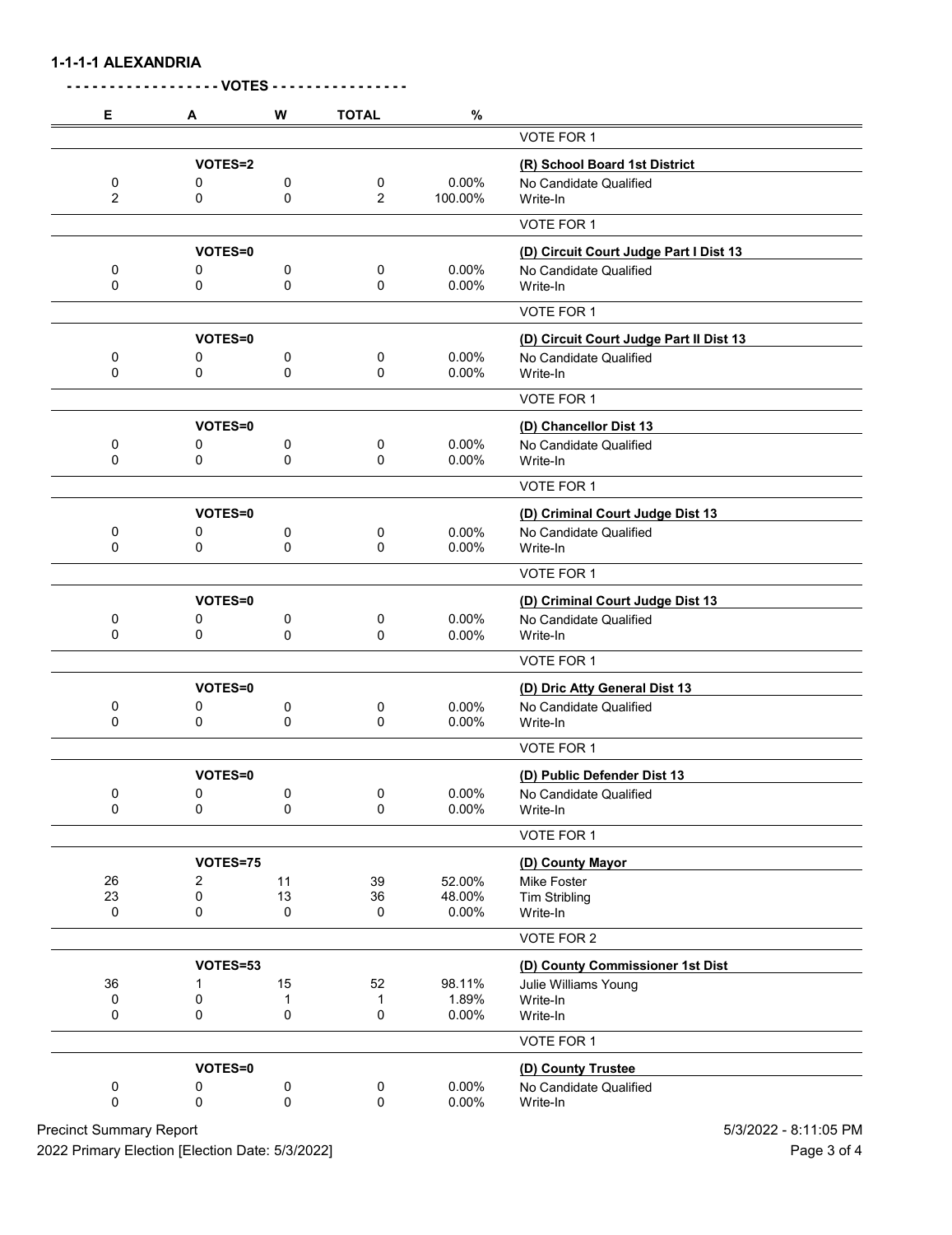**1-1-1-1 ALEXANDRIA**

- - - - - - - - - - - - - - - - - - VOTES - - - - - - - - - - - - - - - -

| E | A | W | TOTAL | % | |
|---|---|---|---|---|---|
| | | | | | VOTE FOR 1 |
| | VOTES=2 | | | | **(R) School Board 1st District** |
| 0 | 0 | 0 | 0 | 0.00% | No Candidate Qualified |
| 2 | 0 | 0 | 2 | 100.00% | Write-In |
| | | | | | VOTE FOR 1 |
| | VOTES=0 | | | | **(D) Circuit Court Judge Part I Dist 13** |
| 0 | 0 | 0 | 0 | 0.00% | No Candidate Qualified |
| 0 | 0 | 0 | 0 | 0.00% | Write-In |
| | | | | | VOTE FOR 1 |
| | VOTES=0 | | | | **(D) Circuit Court Judge Part II Dist 13** |
| 0 | 0 | 0 | 0 | 0.00% | No Candidate Qualified |
| 0 | 0 | 0 | 0 | 0.00% | Write-In |
| | | | | | VOTE FOR 1 |
| | VOTES=0 | | | | **(D) Chancellor Dist 13** |
| 0 | 0 | 0 | 0 | 0.00% | No Candidate Qualified |
| 0 | 0 | 0 | 0 | 0.00% | Write-In |
| | | | | | VOTE FOR 1 |
| | VOTES=0 | | | | **(D) Criminal Court Judge Dist 13** |
| 0 | 0 | 0 | 0 | 0.00% | No Candidate Qualified |
| 0 | 0 | 0 | 0 | 0.00% | Write-In |
| | | | | | VOTE FOR 1 |
| | VOTES=0 | | | | **(D) Criminal Court Judge Dist 13** |
| 0 | 0 | 0 | 0 | 0.00% | No Candidate Qualified |
| 0 | 0 | 0 | 0 | 0.00% | Write-In |
| | | | | | VOTE FOR 1 |
| | VOTES=0 | | | | **(D) Dric Atty General Dist 13** |
| 0 | 0 | 0 | 0 | 0.00% | No Candidate Qualified |
| 0 | 0 | 0 | 0 | 0.00% | Write-In |
| | | | | | VOTE FOR 1 |
| | VOTES=0 | | | | **(D) Public Defender Dist 13** |
| 0 | 0 | 0 | 0 | 0.00% | No Candidate Qualified |
| 0 | 0 | 0 | 0 | 0.00% | Write-In |
| | | | | | VOTE FOR 1 |
| | VOTES=75 | | | | **(D) County Mayor** |
| 26 | 2 | 11 | 39 | 52.00% | Mike Foster |
| 23 | 0 | 13 | 36 | 48.00% | Tim Stribling |
| 0 | 0 | 0 | 0 | 0.00% | Write-In |
| | | | | | VOTE FOR 2 |
| | VOTES=53 | | | | **(D) County Commissioner 1st Dist** |
| 36 | 1 | 15 | 52 | 98.11% | Julie Williams Young |
| 0 | 0 | 1 | 1 | 1.89% | Write-In |
| 0 | 0 | 0 | 0 | 0.00% | Write-In |
| | | | | | VOTE FOR 1 |
| | VOTES=0 | | | | **(D) County Trustee** |
| 0 | 0 | 0 | 0 | 0.00% | No Candidate Qualified |
| 0 | 0 | 0 | 0 | 0.00% | Write-In |

Precinct Summary Report — 5/3/2022 - 8:11:05 PM

2022 Primary Election [Election Date: 5/3/2022]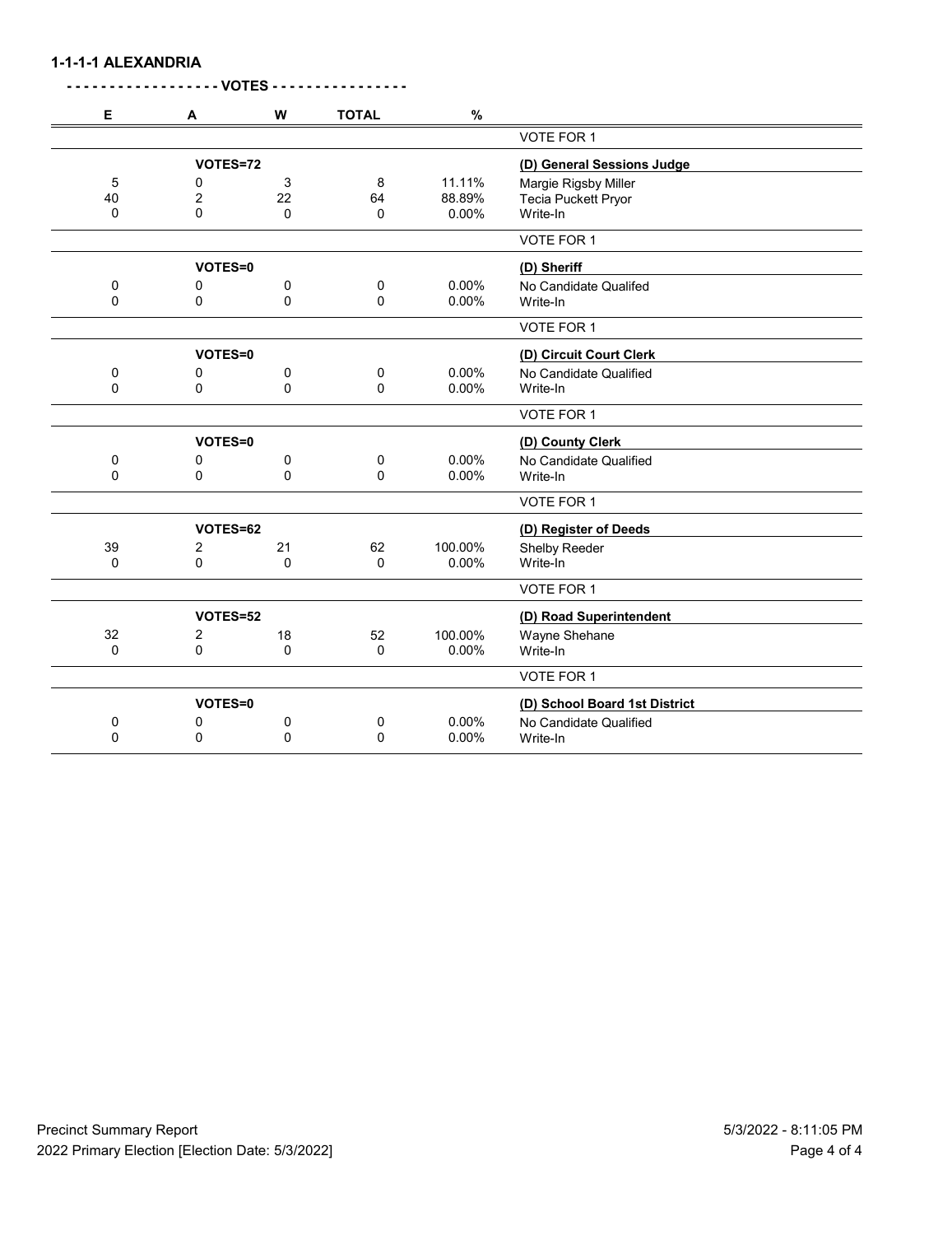## 1-1-1-1 ALEXANDRIA

- - - - - - - - - - - - - - - - - - VOTES - - - - - - - - - - - - - - - -

| E | A | W | TOTAL | % | |
|---|---|---|---|---|---|
| | | | | | VOTE FOR 1 |
| | VOTES=72 | | | | **(D) General Sessions Judge** |
| 5 | 0 | 3 | 8 | 11.11% | Margie Rigsby Miller |
| 40 | 2 | 22 | 64 | 88.89% | Tecia Puckett Pryor |
| 0 | 0 | 0 | 0 | 0.00% | Write-In |
| | | | | | VOTE FOR 1 |
| | VOTES=0 | | | | **(D) Sheriff** |
| 0 | 0 | 0 | 0 | 0.00% | No Candidate Qualifed |
| 0 | 0 | 0 | 0 | 0.00% | Write-In |
| | | | | | VOTE FOR 1 |
| | VOTES=0 | | | | **(D) Circuit Court Clerk** |
| 0 | 0 | 0 | 0 | 0.00% | No Candidate Qualified |
| 0 | 0 | 0 | 0 | 0.00% | Write-In |
| | | | | | VOTE FOR 1 |
| | VOTES=0 | | | | **(D) County Clerk** |
| 0 | 0 | 0 | 0 | 0.00% | No Candidate Qualified |
| 0 | 0 | 0 | 0 | 0.00% | Write-In |
| | | | | | VOTE FOR 1 |
| | VOTES=62 | | | | **(D) Register of Deeds** |
| 39 | 2 | 21 | 62 | 100.00% | Shelby Reeder |
| 0 | 0 | 0 | 0 | 0.00% | Write-In |
| | | | | | VOTE FOR 1 |
| | VOTES=52 | | | | **(D) Road Superintendent** |
| 32 | 2 | 18 | 52 | 100.00% | Wayne Shehane |
| 0 | 0 | 0 | 0 | 0.00% | Write-In |
| | | | | | VOTE FOR 1 |
| | VOTES=0 | | | | **(D) School Board 1st District** |
| 0 | 0 | 0 | 0 | 0.00% | No Candidate Qualified |
| 0 | 0 | 0 | 0 | 0.00% | Write-In |

Precinct Summary Report
2022 Primary Election [Election Date: 5/3/2022]

5/3/2022 - 8:11:05 PM